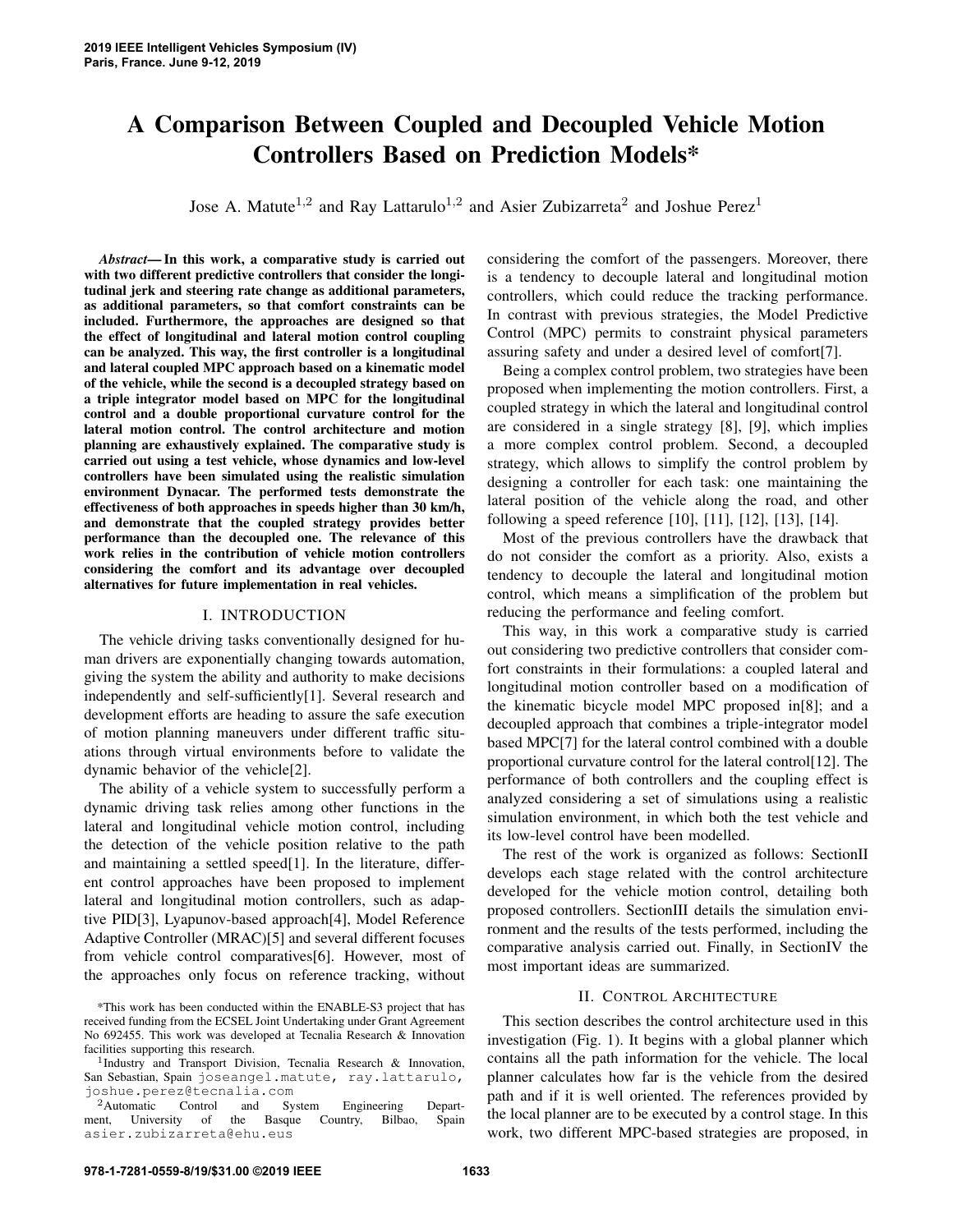# A Comparison Between Coupled and Decoupled Vehicle Motion Controllers Based on Prediction Models*

Jose A. Matute[1,2] and Ray Lattarulo[1,2] and Asier Zubizarreta[2] and Joshue Perez[1]

***Abstract*— In this work, a comparative study is carried out with two different predictive controllers that consider the longitudinal jerk and steering rate change as additional parameters, as additional parameters, so that comfort constraints can be included. Furthermore, the approaches are designed so that the effect of longitudinal and lateral motion control coupling can be analyzed. This way, the first controller is a longitudinal and lateral coupled MPC approach based on a kinematic model of the vehicle, while the second is a decoupled strategy based on a triple integrator model based on MPC for the longitudinal control and a double proportional curvature control for the lateral motion control. The control architecture and motion planning are exhaustively explained. The comparative study is carried out using a test vehicle, whose dynamics and low-level controllers have been simulated using the realistic simulation environment Dynacar. The performed tests demonstrate the effectiveness of both approaches in speeds higher than 30 km/h, and demonstrate that the coupled strategy provides better performance than the decoupled one. The relevance of this work relies in the contribution of vehicle motion controllers considering the comfort and its advantage over decoupled alternatives for future implementation in real vehicles.**

## I. INTRODUCTION

The vehicle driving tasks conventionally designed for human drivers are exponentially changing towards automation, giving the system the ability and authority to make decisions independently and self-sufficiently[1]. Several research and development efforts are heading to assure the safe execution of motion planning maneuvers under different traffic situations through virtual environments before to validate the dynamic behavior of the vehicle[2].

The ability of a vehicle system to successfully perform a dynamic driving task relies among other functions in the lateral and longitudinal vehicle motion control, including the detection of the vehicle position relative to the path and maintaining a settled speed[1]. In the literature, different control approaches have been proposed to implement lateral and longitudinal motion controllers, such as adaptive PID[3], Lyapunov-based approach[4], Model Reference Adaptive Controller (MRAC)[5] and several different focuses from vehicle control comparatives[6]. However, most of the approaches only focus on reference tracking, without considering the comfort of the passengers. Moreover, there is a tendency to decouple lateral and longitudinal motion controllers, which could reduce the tracking performance. In contrast with previous strategies, the Model Predictive Control (MPC) permits to constraint physical parameters assuring safety and under a desired level of comfort[7].

Being a complex control problem, two strategies have been proposed when implementing the motion controllers. First, a coupled strategy in which the lateral and longitudinal control are considered in a single strategy [8], [9], which implies a more complex control problem. Second, a decoupled strategy, which allows to simplify the control problem by designing a controller for each task: one maintaining the lateral position of the vehicle along the road, and other following a speed reference [10], [11], [12], [13], [14].

Most of the previous controllers have the drawback that do not consider the comfort as a priority. Also, exists a tendency to decouple the lateral and longitudinal motion control, which means a simplification of the problem but reducing the performance and feeling comfort.

This way, in this work a comparative study is carried out considering two predictive controllers that consider comfort constraints in their formulations: a coupled lateral and longitudinal motion controller based on a modification of the kinematic bicycle model MPC proposed in[8]; and a decoupled approach that combines a triple-integrator model based MPC[7] for the lateral control combined with a double proportional curvature control for the lateral control[12]. The performance of both controllers and the coupling effect is analyzed considering a set of simulations using a realistic simulation environment, in which both the test vehicle and its low-level control have been modelled.

The rest of the work is organized as follows: SectionII develops each stage related with the control architecture developed for the vehicle motion control, detailing both proposed controllers. SectionIII details the simulation environment and the results of the tests performed, including the comparative analysis carried out. Finally, in SectionIV the most important ideas are summarized.

## II. CONTROL ARCHITECTURE

This section describes the control architecture used in this investigation (Fig. 1). It begins with a global planner which contains all the path information for the vehicle. The local planner calculates how far is the vehicle from the desired path and if it is well oriented. The references provided by the local planner are to be executed by a control stage. In this work, two different MPC-based strategies are proposed, in

*This work has been conducted within the ENABLE-S3 project that has received funding from the ECSEL Joint Undertaking under Grant Agreement No 692455. This work was developed at Tecnalia Research & Innovation facilities supporting this research.

[1]Industry and Transport Division, Tecnalia Research & Innovation, San Sebastian, Spain joseangel.matute, ray.lattarulo, joshue.perez@tecnalia.com

[2]Automatic Control and System Engineering Department, University of the Basque Country, Bilbao, Spain asier.zubizarreta@ehu.eus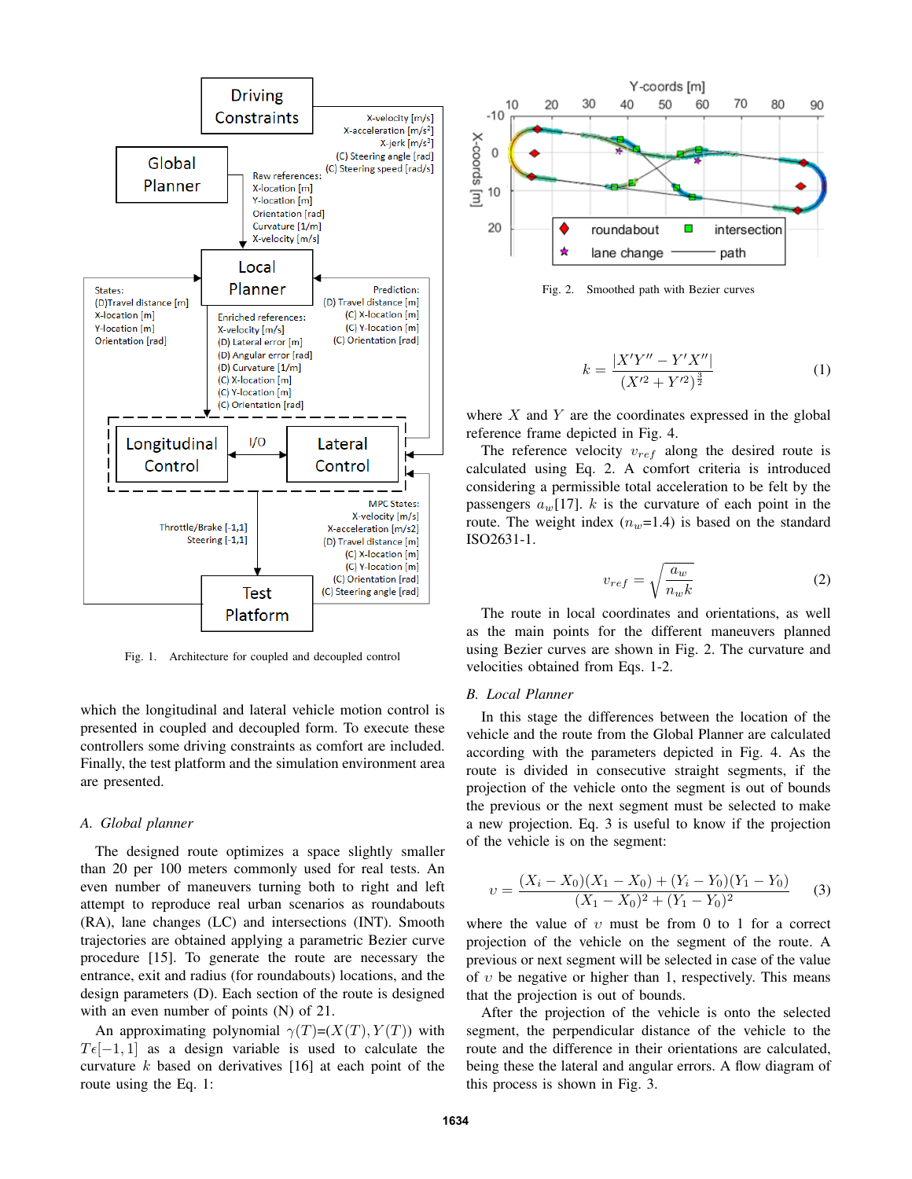Fig. 1. Architecture for coupled and decoupled control

which the longitudinal and lateral vehicle motion control is presented in coupled and decoupled form. To execute these controllers some driving constraints as comfort are included. Finally, the test platform and the simulation environment area are presented.

### A. Global planner

The designed route optimizes a space slightly smaller than 20 per 100 meters commonly used for real tests. An even number of maneuvers turning both to right and left attempt to reproduce real urban scenarios as roundabouts (RA), lane changes (LC) and intersections (INT). Smooth trajectories are obtained applying a parametric Bezier curve procedure [15]. To generate the route are necessary the entrance, exit and radius (for roundabouts) locations, and the design parameters (D). Each section of the route is designed with an even number of points (N) of 21.

An approximating polynomial $\gamma(T)$=$(X(T), Y(T))$ with $T\epsilon[-1, 1]$ as a design variable is used to calculate the curvature $k$ based on derivatives [16] at each point of the route using the Eq. 1:

Fig. 2. Smoothed path with Bezier curves

$$k = \frac{|X'Y'' - Y'X''|}{(X'^2 + Y'^2)^{\frac{3}{2}}} \tag{1}$$

where $X$ and $Y$ are the coordinates expressed in the global reference frame depicted in Fig. 4.

The reference velocity $v_{ref}$ along the desired route is calculated using Eq. 2. A comfort criteria is introduced considering a permissible total acceleration to be felt by the passengers $a_w$[17]. $k$ is the curvature of each point in the route. The weight index ($n_w$=1.4) is based on the standard ISO2631-1.

$$v_{ref} = \sqrt{\frac{a_w}{n_w k}} \tag{2}$$

The route in local coordinates and orientations, as well as the main points for the different maneuvers planned using Bezier curves are shown in Fig. 2. The curvature and velocities obtained from Eqs. 1-2.

### B. Local Planner

In this stage the differences between the location of the vehicle and the route from the Global Planner are calculated according with the parameters depicted in Fig. 4. As the route is divided in consecutive straight segments, if the projection of the vehicle onto the segment is out of bounds the previous or the next segment must be selected to make a new projection. Eq. 3 is useful to know if the projection of the vehicle is on the segment:

$$v = \frac{(X_i - X_0)(X_1 - X_0) + (Y_i - Y_0)(Y_1 - Y_0)}{(X_1 - X_0)^2 + (Y_1 - Y_0)^2} \tag{3}$$

where the value of $v$ must be from 0 to 1 for a correct projection of the vehicle on the segment of the route. A previous or next segment will be selected in case of the value of $v$ be negative or higher than 1, respectively. This means that the projection is out of bounds.

After the projection of the vehicle is onto the selected segment, the perpendicular distance of the vehicle to the route and the difference in their orientations are calculated, being these the lateral and angular errors. A flow diagram of this process is shown in Fig. 3.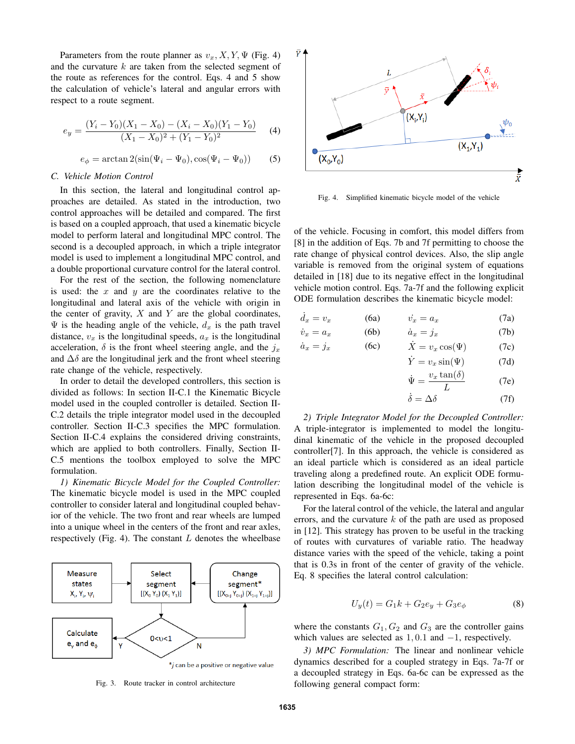Parameters from the route planner as $v_x, X, Y, \Psi$ (Fig. 4) and the curvature $k$ are taken from the selected segment of the route as references for the control. Eqs. 4 and 5 show the calculation of vehicle's lateral and angular errors with respect to a route segment.

$$e_y = \frac{(Y_i - Y_0)(X_1 - X_0) - (X_i - X_0)(Y_1 - Y_0)}{(X_1 - X_0)^2 + (Y_1 - Y_0)^2} \tag{4}$$

$$e_\phi = \arctan 2(\sin(\Psi_i - \Psi_0), \cos(\Psi_i - \Psi_0)) \tag{5}$$

### C. Vehicle Motion Control

In this section, the lateral and longitudinal control approaches are detailed. As stated in the introduction, two control approaches will be detailed and compared. The first is based on a coupled approach, that used a kinematic bicycle model to perform lateral and longitudinal MPC control. The second is a decoupled approach, in which a triple integrator model is used to implement a longitudinal MPC control, and a double proportional curvature control for the lateral control.

For the rest of the section, the following nomenclature is used: the $x$ and $y$ are the coordinates relative to the longitudinal and lateral axis of the vehicle with origin in the center of gravity, $X$ and $Y$ are the global coordinates, $\Psi$ is the heading angle of the vehicle, $d_x$ is the path travel distance, $v_x$ is the longitudinal speeds, $a_x$ is the longitudinal acceleration, $\delta$ is the front wheel steering angle, and the $j_x$ and $\Delta\delta$ are the longitudinal jerk and the front wheel steering rate change of the vehicle, respectively.

In order to detail the developed controllers, this section is divided as follows: In section II-C.1 the Kinematic Bicycle model used in the coupled controller is detailed. Section II-C.2 details the triple integrator model used in the decoupled controller. Section II-C.3 specifies the MPC formulation. Section II-C.4 explains the considered driving constraints, which are applied to both controllers. Finally, Section II-C.5 mentions the toolbox employed to solve the MPC formulation.

*1) Kinematic Bicycle Model for the Coupled Controller:* The kinematic bicycle model is used in the MPC coupled controller to consider lateral and longitudinal coupled behavior of the vehicle. The two front and rear wheels are lumped into a unique wheel in the centers of the front and rear axles, respectively (Fig. 4). The constant $L$ denotes the wheelbase of the vehicle. Focusing in comfort, this model differs from [8] in the addition of Eqs. 7b and 7f permitting to choose the rate change of physical control devices. Also, the slip angle variable is removed from the original system of equations detailed in [18] due to its negative effect in the longitudinal vehicle motion control. Eqs. 7a-7f and the following explicit ODE formulation describes the kinematic bicycle model:

Fig. 3. Route tracker in control architecture

Fig. 4. Simplified kinematic bicycle model of the vehicle

$$\dot{d}_x = v_x \tag{6a}$$
$$\dot{v}_x = a_x \tag{6b}$$
$$\dot{a}_x = j_x \tag{6c}$$

$$\dot{v}_x = a_x \tag{7a}$$
$$\dot{a}_x = j_x \tag{7b}$$
$$\dot{X} = v_x \cos(\Psi) \tag{7c}$$
$$\dot{Y} = v_x \sin(\Psi) \tag{7d}$$
$$\dot{\Psi} = \frac{v_x \tan(\delta)}{L} \tag{7e}$$
$$\dot{\delta} = \Delta\delta \tag{7f}$$

*2) Triple Integrator Model for the Decoupled Controller:* A triple-integrator is implemented to model the longitudinal kinematic of the vehicle in the proposed decoupled controller[7]. In this approach, the vehicle is considered as an ideal particle which is considered as an ideal particle traveling along a predefined route. An explicit ODE formulation describing the longitudinal model of the vehicle is represented in Eqs. 6a-6c:

For the lateral control of the vehicle, the lateral and angular errors, and the curvature $k$ of the path are used as proposed in [12]. This strategy has proven to be useful in the tracking of routes with curvatures of variable ratio. The headway distance varies with the speed of the vehicle, taking a point that is 0.3s in front of the center of gravity of the vehicle. Eq. 8 specifies the lateral control calculation:

$$U_y(t) = G_1 k + G_2 e_y + G_3 e_\phi \tag{8}$$

where the constants $G_1, G_2$ and $G_3$ are the controller gains which values are selected as $1, 0.1$ and $-1$, respectively.

*3) MPC Formulation:* The linear and nonlinear vehicle dynamics described for a coupled strategy in Eqs. 7a-7f or a decoupled strategy in Eqs. 6a-6c can be expressed as the following general compact form: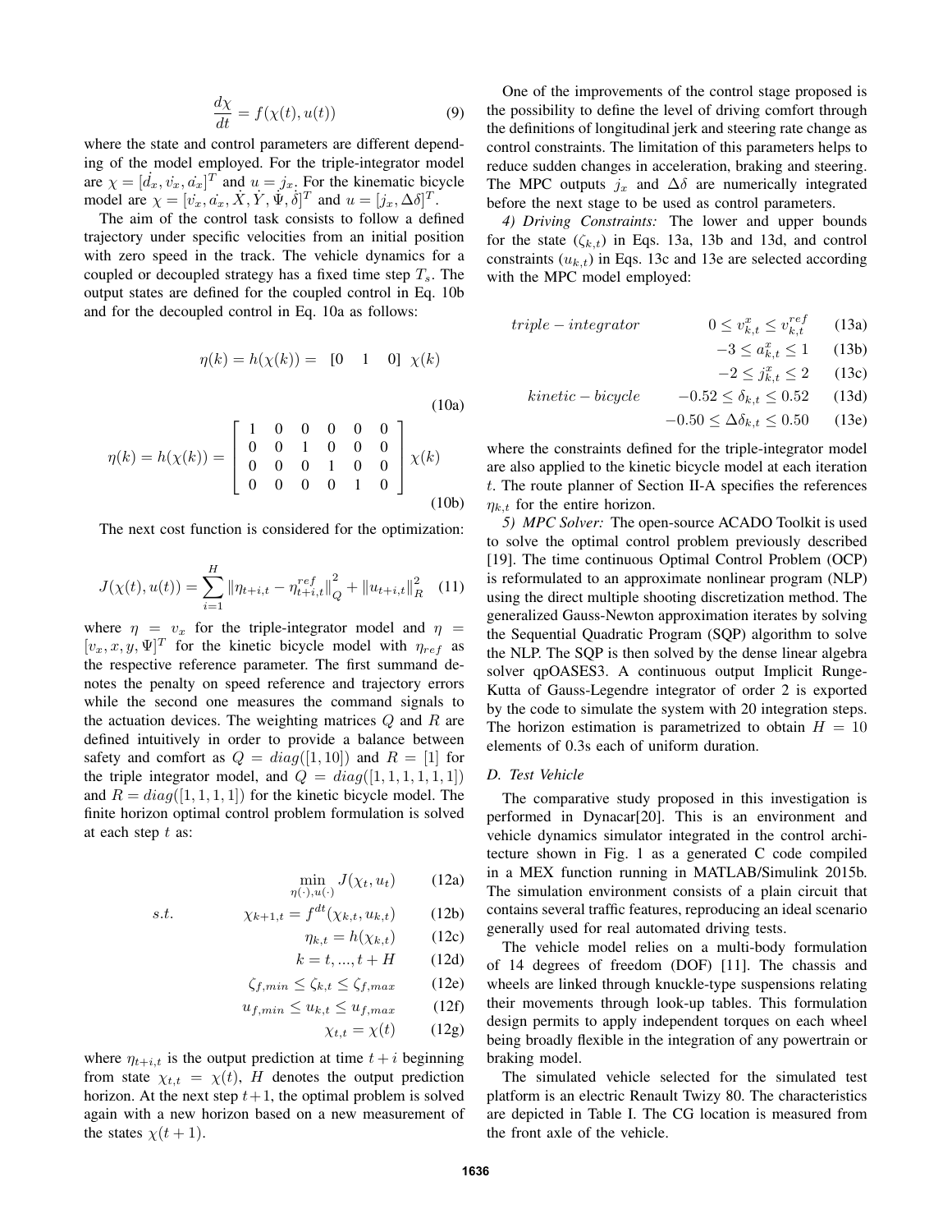$$\frac{d\chi}{dt} = f(\chi(t), u(t)) \tag{9}$$

where the state and control parameters are different depending of the model employed. For the triple-integrator model are $\chi = [\dot{d_x}, \dot{v_x}, \dot{a_x}]^T$ and $u = j_x$. For the kinematic bicycle model are $\chi = [\dot{v_x}, \dot{a_x}, \dot{X}, \dot{Y}, \dot{\Psi}, \dot{\delta}]^T$ and $u = [j_x, \Delta\delta]^T$.

The aim of the control task consists to follow a defined trajectory under specific velocities from an initial position with zero speed in the track. The vehicle dynamics for a coupled or decoupled strategy has a fixed time step $T_s$. The output states are defined for the coupled control in Eq. 10b and for the decoupled control in Eq. 10a as follows:

$$\eta(k) = h(\chi(k)) = \begin{bmatrix} 0 & 1 & 0 \end{bmatrix} \chi(k) \tag{10a}$$

$$\eta(k) = h(\chi(k)) = \begin{bmatrix} 1 & 0 & 0 & 0 & 0 & 0 \\ 0 & 0 & 1 & 0 & 0 & 0 \\ 0 & 0 & 0 & 1 & 0 & 0 \\ 0 & 0 & 0 & 0 & 1 & 0 \end{bmatrix} \chi(k) \tag{10b}$$

The next cost function is considered for the optimization:

$$J(\chi(t), u(t)) = \sum_{i=1}^{H} \left\| \eta_{t+i,t} - \eta_{t+i,t}^{ref} \right\|_Q^2 + \left\| u_{t+i,t} \right\|_R^2 \tag{11}$$

where $\eta = v_x$ for the triple-integrator model and $\eta = [v_x, x, y, \Psi]^T$ for the kinetic bicycle model with $\eta_{ref}$ as the respective reference parameter. The first summand denotes the penalty on speed reference and trajectory errors while the second one measures the command signals to the actuation devices. The weighting matrices $Q$ and $R$ are defined intuitively in order to provide a balance between safety and comfort as $Q = diag([1, 10])$ and $R = [1]$ for the triple integrator model, and $Q = diag([1, 1, 1, 1, 1, 1])$ and $R = diag([1, 1, 1, 1])$ for the kinetic bicycle model. The finite horizon optimal control problem formulation is solved at each step $t$ as:

$$\min_{\eta(\cdot), u(\cdot)} J(\chi_t, u_t) \tag{12a}$$

$$s.t. \quad \chi_{k+1,t} = f^{dt}(\chi_{k,t}, u_{k,t}) \tag{12b}$$

$$\eta_{k,t} = h(\chi_{k,t}) \tag{12c}$$

$$k = t, ..., t + H \tag{12d}$$

$$\zeta_{f,min} \leq \zeta_{k,t} \leq \zeta_{f,max} \tag{12e}$$

$$u_{f,min} \leq u_{k,t} \leq u_{f,max} \tag{12f}$$

$$\chi_{t,t} = \chi(t) \tag{12g}$$

where $\eta_{t+i,t}$ is the output prediction at time $t + i$ beginning from state $\chi_{t,t} = \chi(t)$, $H$ denotes the output prediction horizon. At the next step $t + 1$, the optimal problem is solved again with a new horizon based on a new measurement of the states $\chi(t + 1)$.

One of the improvements of the control stage proposed is the possibility to define the level of driving comfort through the definitions of longitudinal jerk and steering rate change as control constraints. The limitation of this parameters helps to reduce sudden changes in acceleration, braking and steering. The MPC outputs $j_x$ and $\Delta\delta$ are numerically integrated before the next stage to be used as control parameters.

*4) Driving Constraints:* The lower and upper bounds for the state ($\zeta_{k,t}$) in Eqs. 13a, 13b and 13d, and control constraints ($u_{k,t}$) in Eqs. 13c and 13e are selected according with the MPC model employed:

$$triple-integrator \qquad 0 \leq v_{k,t}^x \leq v_{k,t}^{ref} \tag{13a}$$

$$-3 \leq a_{k,t}^x \leq 1 \tag{13b}$$

$$-2 \leq j_{k,t}^x \leq 2 \tag{13c}$$

$$kinetic-bicycle \qquad -0.52 \leq \delta_{k,t} \leq 0.52 \tag{13d}$$

$$-0.50 \leq \Delta\delta_{k,t} \leq 0.50 \tag{13e}$$

where the constraints defined for the triple-integrator model are also applied to the kinetic bicycle model at each iteration $t$. The route planner of Section II-A specifies the references $\eta_{k,t}$ for the entire horizon.

*5) MPC Solver:* The open-source ACADO Toolkit is used to solve the optimal control problem previously described [19]. The time continuous Optimal Control Problem (OCP) is reformulated to an approximate nonlinear program (NLP) using the direct multiple shooting discretization method. The generalized Gauss-Newton approximation iterates by solving the Sequential Quadratic Program (SQP) algorithm to solve the NLP. The SQP is then solved by the dense linear algebra solver qpOASES3. A continuous output Implicit Runge-Kutta of Gauss-Legendre integrator of order 2 is exported by the code to simulate the system with 20 integration steps. The horizon estimation is parametrized to obtain $H = 10$ elements of 0.3s each of uniform duration.

### D. Test Vehicle

The comparative study proposed in this investigation is performed in Dynacar[20]. This is an environment and vehicle dynamics simulator integrated in the control architecture shown in Fig. 1 as a generated C code compiled in a MEX function running in MATLAB/Simulink 2015b. The simulation environment consists of a plain circuit that contains several traffic features, reproducing an ideal scenario generally used for real automated driving tests.

The vehicle model relies on a multi-body formulation of 14 degrees of freedom (DOF) [11]. The chassis and wheels are linked through knuckle-type suspensions relating their movements through look-up tables. This formulation design permits to apply independent torques on each wheel being broadly flexible in the integration of any powertrain or braking model.

The simulated vehicle selected for the simulated test platform is an electric Renault Twizy 80. The characteristics are depicted in Table I. The CG location is measured from the front axle of the vehicle.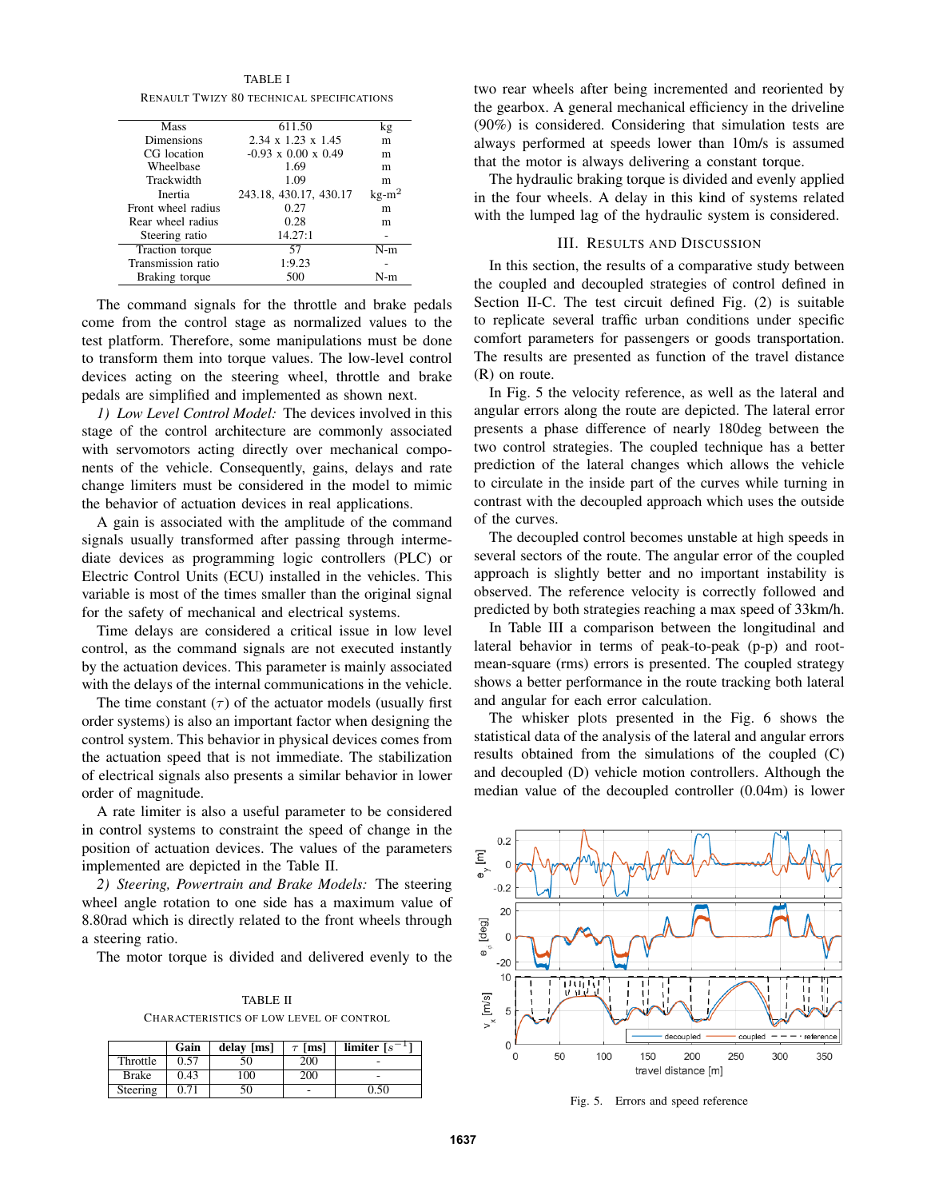TABLE I

RENAULT TWIZY 80 TECHNICAL SPECIFICATIONS

| | | |
|---|---|---|
| Mass | 611.50 | kg |
| Dimensions | 2.34 x 1.23 x 1.45 | m |
| CG location | -0.93 x 0.00 x 0.49 | m |
| Wheelbase | 1.69 | m |
| Trackwidth | 1.09 | m |
| Inertia | 243.18, 430.17, 430.17 | kg-m$^2$ |
| Front wheel radius | 0.27 | m |
| Rear wheel radius | 0.28 | m |
| Steering ratio | 14.27:1 | - |
| Traction torque | 57 | N-m |
| Transmission ratio | 1:9.23 | - |
| Braking torque | 500 | N-m |

The command signals for the throttle and brake pedals come from the control stage as normalized values to the test platform. Therefore, some manipulations must be done to transform them into torque values. The low-level control devices acting on the steering wheel, throttle and brake pedals are simplified and implemented as shown next.

*1) Low Level Control Model:* The devices involved in this stage of the control architecture are commonly associated with servomotors acting directly over mechanical components of the vehicle. Consequently, gains, delays and rate change limiters must be considered in the model to mimic the behavior of actuation devices in real applications.

A gain is associated with the amplitude of the command signals usually transformed after passing through intermediate devices as programming logic controllers (PLC) or Electric Control Units (ECU) installed in the vehicles. This variable is most of the times smaller than the original signal for the safety of mechanical and electrical systems.

Time delays are considered a critical issue in low level control, as the command signals are not executed instantly by the actuation devices. This parameter is mainly associated with the delays of the internal communications in the vehicle.

The time constant ($\tau$) of the actuator models (usually first order systems) is also an important factor when designing the control system. This behavior in physical devices comes from the actuation speed that is not immediate. The stabilization of electrical signals also presents a similar behavior in lower order of magnitude.

A rate limiter is also a useful parameter to be considered in control systems to constraint the speed of change in the position of actuation devices. The values of the parameters implemented are depicted in the Table II.

*2) Steering, Powertrain and Brake Models:* The steering wheel angle rotation to one side has a maximum value of 8.80rad which is directly related to the front wheels through a steering ratio.

The motor torque is divided and delivered evenly to the two rear wheels after being incremented and reoriented by the gearbox. A general mechanical efficiency in the driveline (90%) is considered. Considering that simulation tests are always performed at speeds lower than 10m/s is assumed that the motor is always delivering a constant torque.

The hydraulic braking torque is divided and evenly applied in the four wheels. A delay in this kind of systems related with the lumped lag of the hydraulic system is considered.

TABLE II

CHARACTERISTICS OF LOW LEVEL OF CONTROL

| | Gain | delay [ms] | $\tau$ [ms] | limiter [$s^{-1}$] |
|---|---|---|---|---|
| Throttle | 0.57 | 50 | 200 | - |
| Brake | 0.43 | 100 | 200 | - |
| Steering | 0.71 | 50 | - | 0.50 |

## III. RESULTS AND DISCUSSION

In this section, the results of a comparative study between the coupled and decoupled strategies of control defined in Section II-C. The test circuit defined Fig. (2) is suitable to replicate several traffic urban conditions under specific comfort parameters for passengers or goods transportation. The results are presented as function of the travel distance (R) on route.

In Fig. 5 the velocity reference, as well as the lateral and angular errors along the route are depicted. The lateral error presents a phase difference of nearly 180deg between the two control strategies. The coupled technique has a better prediction of the lateral changes which allows the vehicle to circulate in the inside part of the curves while turning in contrast with the decoupled approach which uses the outside of the curves.

The decoupled control becomes unstable at high speeds in several sectors of the route. The angular error of the coupled approach is slightly better and no important instability is observed. The reference velocity is correctly followed and predicted by both strategies reaching a max speed of 33km/h.

In Table III a comparison between the longitudinal and lateral behavior in terms of peak-to-peak (p-p) and root-mean-square (rms) errors is presented. The coupled strategy shows a better performance in the route tracking both lateral and angular for each error calculation.

The whisker plots presented in the Fig. 6 shows the statistical data of the analysis of the lateral and angular errors results obtained from the simulations of the coupled (C) and decoupled (D) vehicle motion controllers. Although the median value of the decoupled controller (0.04m) is lower

Fig. 5. Errors and speed reference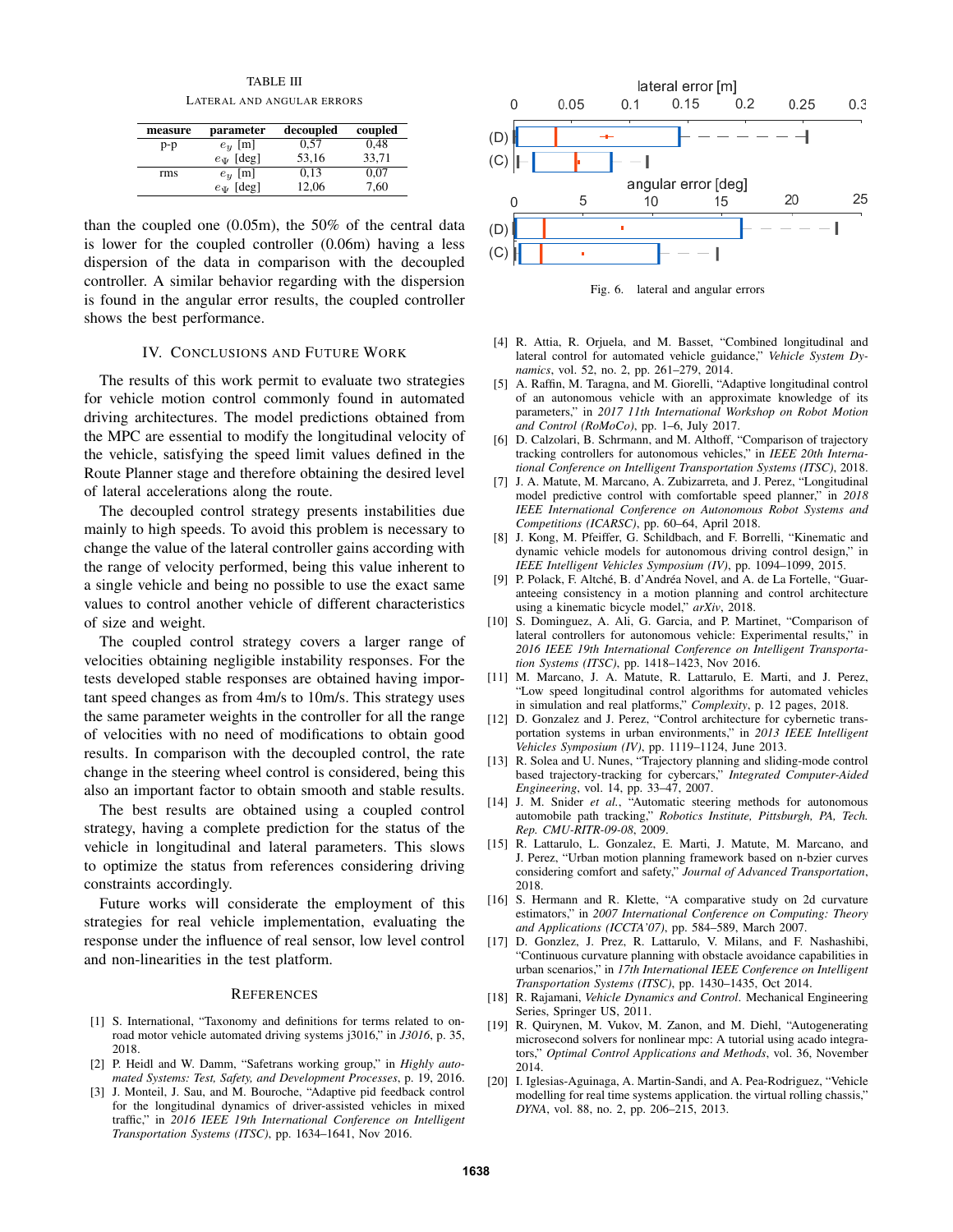TABLE III
LATERAL AND ANGULAR ERRORS

| measure | parameter | decoupled | coupled |
|---|---|---|---|
| p-p | $e_y$ [m] | 0,57 | 0,48 |
| | $e_\Psi$ [deg] | 53,16 | 33,71 |
| rms | $e_y$ [m] | 0,13 | 0,07 |
| | $e_\Psi$ [deg] | 12,06 | 7,60 |

than the coupled one (0.05m), the 50% of the central data is lower for the coupled controller (0.06m) having a less dispersion of the data in comparison with the decoupled controller. A similar behavior regarding with the dispersion is found in the angular error results, the coupled controller shows the best performance.

lateral error [m]

0 0.05 0.1 0.15 0.2 0.25 0.3

(D)

(C)

angular error [deg]

0 5 10 15 20 25

(D)

(C)

Fig. 6. lateral and angular errors

## IV. CONCLUSIONS AND FUTURE WORK

The results of this work permit to evaluate two strategies for vehicle motion control commonly found in automated driving architectures. The model predictions obtained from the MPC are essential to modify the longitudinal velocity of the vehicle, satisfying the speed limit values defined in the Route Planner stage and therefore obtaining the desired level of lateral accelerations along the route.

The decoupled control strategy presents instabilities due mainly to high speeds. To avoid this problem is necessary to change the value of the lateral controller gains according with the range of velocity performed, being this value inherent to a single vehicle and being no possible to use the exact same values to control another vehicle of different characteristics of size and weight.

The coupled control strategy covers a larger range of velocities obtaining negligible instability responses. For the tests developed stable responses are obtained having important speed changes as from 4m/s to 10m/s. This strategy uses the same parameter weights in the controller for all the range of velocities with no need of modifications to obtain good results. In comparison with the decoupled control, the rate change in the steering wheel control is considered, being this also an important factor to obtain smooth and stable results.

The best results are obtained using a coupled control strategy, having a complete prediction for the status of the vehicle in longitudinal and lateral parameters. This slows to optimize the status from references considering driving constraints accordingly.

Future works will considerate the employment of this strategies for real vehicle implementation, evaluating the response under the influence of real sensor, low level control and non-linearities in the test platform.

## REFERENCES

[1] S. International, "Taxonomy and definitions for terms related to on-road motor vehicle automated driving systems j3016," in *J3016*, p. 35, 2018.

[2] P. Heidl and W. Damm, "Safetrans working group," in *Highly automated Systems: Test, Safety, and Development Processes*, p. 19, 2016.

[3] J. Monteil, J. Sau, and M. Bouroche, "Adaptive pid feedback control for the longitudinal dynamics of driver-assisted vehicles in mixed traffic," in *2016 IEEE 19th International Conference on Intelligent Transportation Systems (ITSC)*, pp. 1634–1641, Nov 2016.

[4] R. Attia, R. Orjuela, and M. Basset, "Combined longitudinal and lateral control for automated vehicle guidance," *Vehicle System Dynamics*, vol. 52, no. 2, pp. 261–279, 2014.

[5] A. Raffin, M. Taragna, and M. Giorelli, "Adaptive longitudinal control of an autonomous vehicle with an approximate knowledge of its parameters," in *2017 11th International Workshop on Robot Motion and Control (RoMoCo)*, pp. 1–6, July 2017.

[6] D. Calzolari, B. Schrmann, and M. Althoff, "Comparison of trajectory tracking controllers for autonomous vehicles," in *IEEE 20th International Conference on Intelligent Transportation Systems (ITSC)*, 2018.

[7] J. A. Matute, M. Marcano, A. Zubizarreta, and J. Perez, "Longitudinal model predictive control with comfortable speed planner," in *2018 IEEE International Conference on Autonomous Robot Systems and Competitions (ICARSC)*, pp. 60–64, April 2018.

[8] J. Kong, M. Pfeiffer, G. Schildbach, and F. Borrelli, "Kinematic and dynamic vehicle models for autonomous driving control design," in *IEEE Intelligent Vehicles Symposium (IV)*, pp. 1094–1099, 2015.

[9] P. Polack, F. Altché, B. d'Andréa Novel, and A. de La Fortelle, "Guaranteeing consistency in a motion planning and control architecture using a kinematic bicycle model," *arXiv*, 2018.

[10] S. Dominguez, A. Ali, G. Garcia, and P. Martinet, "Comparison of lateral controllers for autonomous vehicle: Experimental results," in *2016 IEEE 19th International Conference on Intelligent Transportation Systems (ITSC)*, pp. 1418–1423, Nov 2016.

[11] M. Marcano, J. A. Matute, R. Lattarulo, E. Marti, and J. Perez, "Low speed longitudinal control algorithms for automated vehicles in simulation and real platforms," *Complexity*, p. 12 pages, 2018.

[12] D. Gonzalez and J. Perez, "Control architecture for cybernetic transportation systems in urban environments," in *2013 IEEE Intelligent Vehicles Symposium (IV)*, pp. 1119–1124, June 2013.

[13] R. Solea and U. Nunes, "Trajectory planning and sliding-mode control based trajectory-tracking for cybercars," *Integrated Computer-Aided Engineering*, vol. 14, pp. 33–47, 2007.

[14] J. M. Snider *et al.*, "Automatic steering methods for autonomous automobile path tracking," *Robotics Institute, Pittsburgh, PA, Tech. Rep. CMU-RITR-09-08*, 2009.

[15] R. Lattarulo, L. Gonzalez, E. Marti, J. Matute, M. Marcano, and J. Perez, "Urban motion planning framework based on n-bzier curves considering comfort and safety," *Journal of Advanced Transportation*, 2018.

[16] S. Hermann and R. Klette, "A comparative study on 2d curvature estimators," in *2007 International Conference on Computing: Theory and Applications (ICCTA'07)*, pp. 584–589, March 2007.

[17] D. Gonzlez, J. Prez, R. Lattarulo, V. Milans, and F. Nashashibi, "Continuous curvature planning with obstacle avoidance capabilities in urban scenarios," in *17th International IEEE Conference on Intelligent Transportation Systems (ITSC)*, pp. 1430–1435, Oct 2014.

[18] R. Rajamani, *Vehicle Dynamics and Control*. Mechanical Engineering Series, Springer US, 2011.

[19] R. Quirynen, M. Vukov, M. Zanon, and M. Diehl, "Autogenerating microsecond solvers for nonlinear mpc: A tutorial using acado integrators," *Optimal Control Applications and Methods*, vol. 36, November 2014.

[20] I. Iglesias-Aguinaga, A. Martin-Sandi, and A. Pea-Rodriguez, "Vehicle modelling for real time systems application. the virtual rolling chassis," *DYNA*, vol. 88, no. 2, pp. 206–215, 2013.